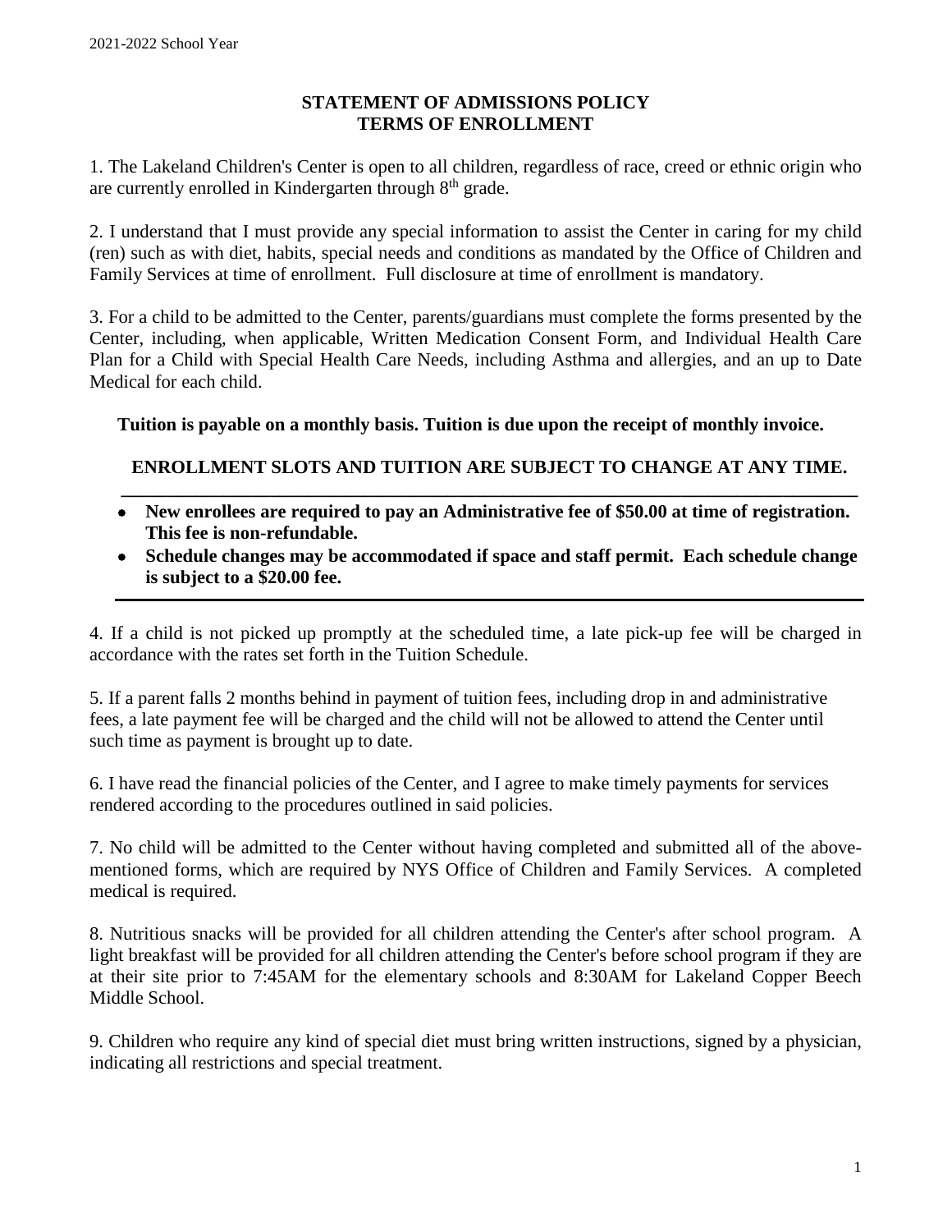## STATEMENT OF ADMISSIONS POLICY
## TERMS OF ENROLLMENT

1. The Lakeland Children's Center is open to all children, regardless of race, creed or ethnic origin who are currently enrolled in Kindergarten through 8th grade.

2. I understand that I must provide any special information to assist the Center in caring for my child (ren) such as with diet, habits, special needs and conditions as mandated by the Office of Children and Family Services at time of enrollment. Full disclosure at time of enrollment is mandatory.

3. For a child to be admitted to the Center, parents/guardians must complete the forms presented by the Center, including, when applicable, Written Medication Consent Form, and Individual Health Care Plan for a Child with Special Health Care Needs, including Asthma and allergies, and an up to Date Medical for each child.

**Tuition is payable on a monthly basis. Tuition is due upon the receipt of monthly invoice.**

**ENROLLMENT SLOTS AND TUITION ARE SUBJECT TO CHANGE AT ANY TIME.**

---

- **New enrollees are required to pay an Administrative fee of $50.00 at time of registration. This fee is non-refundable.**
- **Schedule changes may be accommodated if space and staff permit. Each schedule change is subject to a $20.00 fee.**

---

4. If a child is not picked up promptly at the scheduled time, a late pick-up fee will be charged in accordance with the rates set forth in the Tuition Schedule.

5. If a parent falls 2 months behind in payment of tuition fees, including drop in and administrative fees, a late payment fee will be charged and the child will not be allowed to attend the Center until such time as payment is brought up to date.

6. I have read the financial policies of the Center, and I agree to make timely payments for services rendered according to the procedures outlined in said policies.

7. No child will be admitted to the Center without having completed and submitted all of the above-mentioned forms, which are required by NYS Office of Children and Family Services. A completed medical is required.

8. Nutritious snacks will be provided for all children attending the Center's after school program. A light breakfast will be provided for all children attending the Center's before school program if they are at their site prior to 7:45AM for the elementary schools and 8:30AM for Lakeland Copper Beech Middle School.

9. Children who require any kind of special diet must bring written instructions, signed by a physician, indicating all restrictions and special treatment.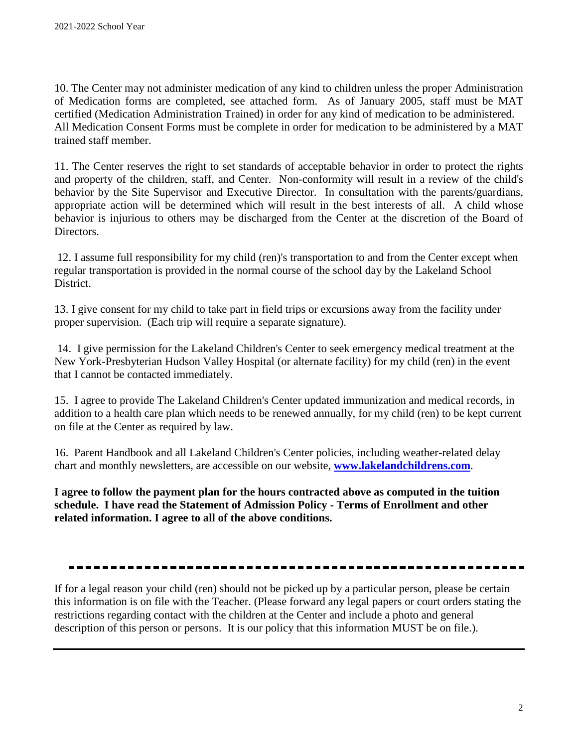10. The Center may not administer medication of any kind to children unless the proper Administration of Medication forms are completed, see attached form. As of January 2005, staff must be MAT certified (Medication Administration Trained) in order for any kind of medication to be administered. All Medication Consent Forms must be complete in order for medication to be administered by a MAT trained staff member.

11. The Center reserves the right to set standards of acceptable behavior in order to protect the rights and property of the children, staff, and Center. Non-conformity will result in a review of the child's behavior by the Site Supervisor and Executive Director. In consultation with the parents/guardians, appropriate action will be determined which will result in the best interests of all. A child whose behavior is injurious to others may be discharged from the Center at the discretion of the Board of Directors.

12. I assume full responsibility for my child (ren)'s transportation to and from the Center except when regular transportation is provided in the normal course of the school day by the Lakeland School District.

13. I give consent for my child to take part in field trips or excursions away from the facility under proper supervision. (Each trip will require a separate signature).

14. I give permission for the Lakeland Children's Center to seek emergency medical treatment at the New York-Presbyterian Hudson Valley Hospital (or alternate facility) for my child (ren) in the event that I cannot be contacted immediately.

15. I agree to provide The Lakeland Children's Center updated immunization and medical records, in addition to a health care plan which needs to be renewed annually, for my child (ren) to be kept current on file at the Center as required by law.

16. Parent Handbook and all Lakeland Children's Center policies, including weather-related delay chart and monthly newsletters, are accessible on our website, **[www.lakelandchildrens.com](http://www.lakelandchildrens.com)**.

**I agree to follow the payment plan for the hours contracted above as computed in the tuition schedule. I have read the Statement of Admission Policy - Terms of Enrollment and other related information. I agree to all of the above conditions.**

---

If for a legal reason your child (ren) should not be picked up by a particular person, please be certain this information is on file with the Teacher. (Please forward any legal papers or court orders stating the restrictions regarding contact with the children at the Center and include a photo and general description of this person or persons. It is our policy that this information MUST be on file.).